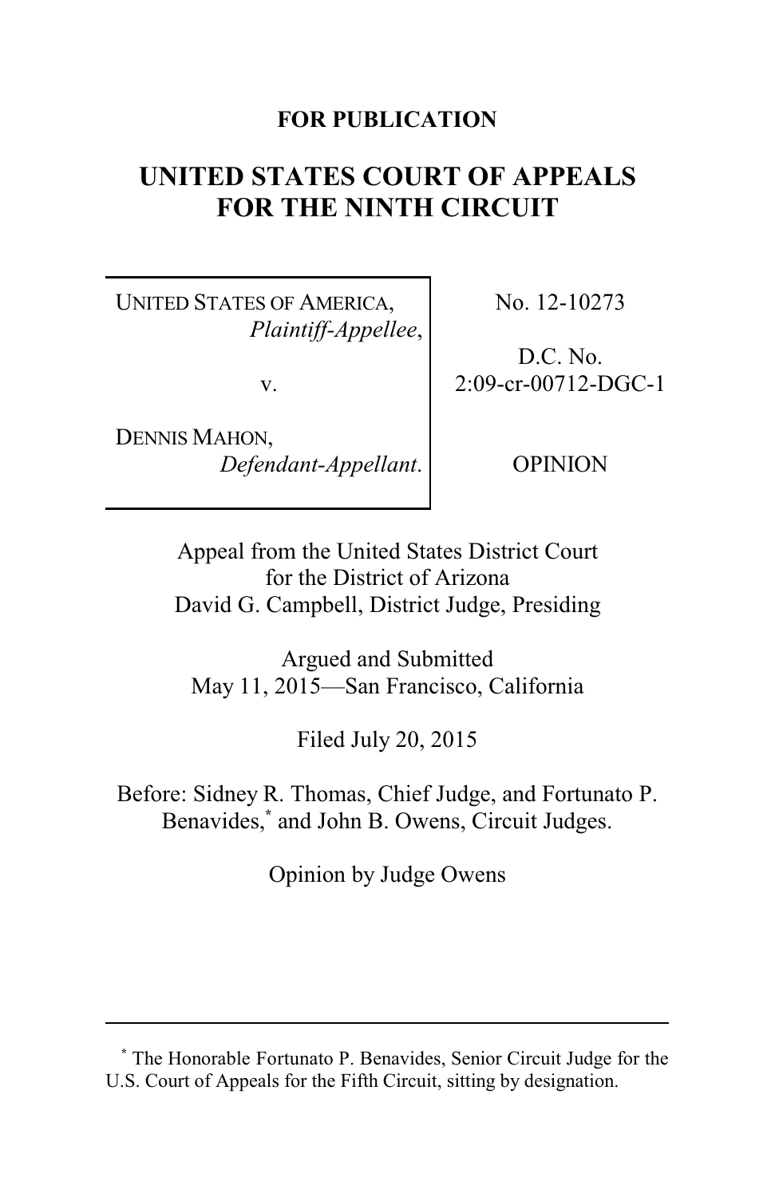**FOR PUBLICATION**

# UNITED STATES COURT OF APPEALS FOR THE NINTH CIRCUIT

| | |
|---|---|
| UNITED STATES OF AMERICA, *Plaintiff-Appellee*,<br><br>v.<br><br>DENNIS MAHON, *Defendant-Appellant*. | No. 12-10273<br><br>D.C. No. 2:09-cr-00712-DGC-1<br><br>OPINION |

Appeal from the United States District Court for the District of Arizona
David G. Campbell, District Judge, Presiding

Argued and Submitted
May 11, 2015—San Francisco, California

Filed July 20, 2015

Before: Sidney R. Thomas, Chief Judge, and Fortunato P. Benavides,* and John B. Owens, Circuit Judges.

Opinion by Judge Owens

---

* The Honorable Fortunato P. Benavides, Senior Circuit Judge for the U.S. Court of Appeals for the Fifth Circuit, sitting by designation.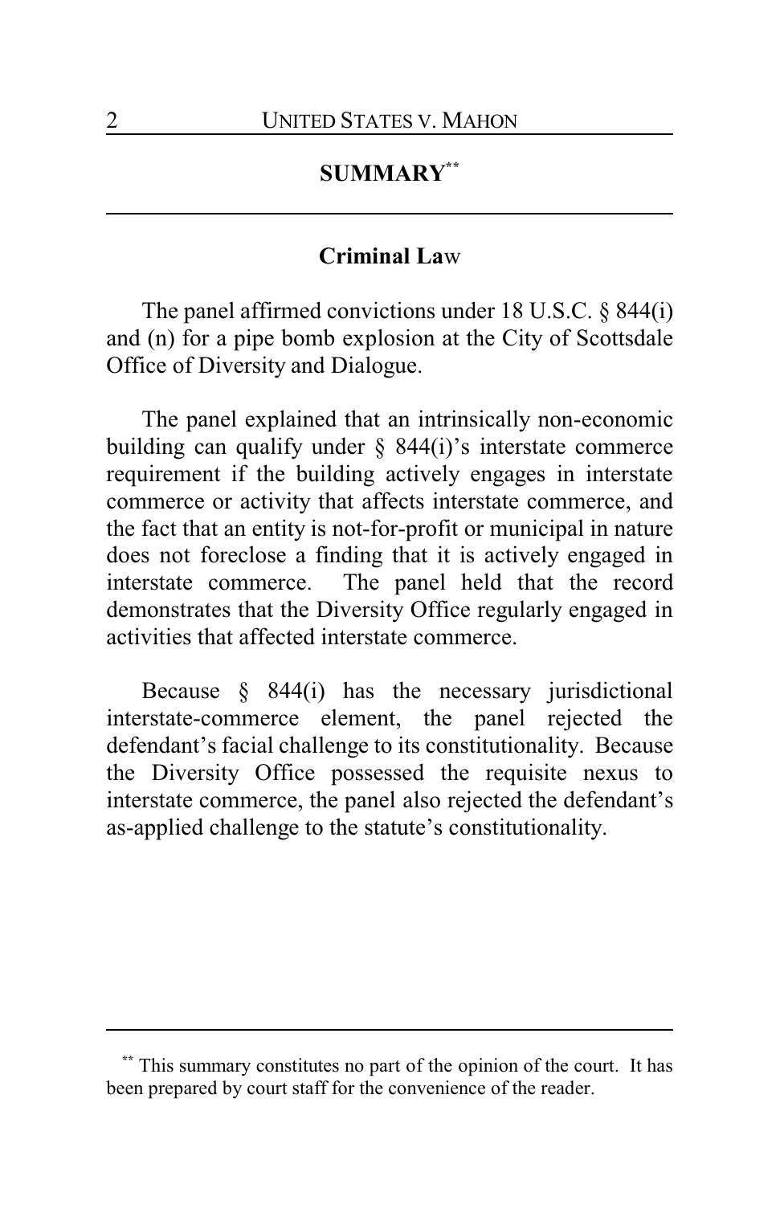# SUMMARY[**]

## Criminal Law

The panel affirmed convictions under 18 U.S.C. § 844(i) and (n) for a pipe bomb explosion at the City of Scottsdale Office of Diversity and Dialogue.

The panel explained that an intrinsically non-economic building can qualify under § 844(i)'s interstate commerce requirement if the building actively engages in interstate commerce or activity that affects interstate commerce, and the fact that an entity is not-for-profit or municipal in nature does not foreclose a finding that it is actively engaged in interstate commerce. The panel held that the record demonstrates that the Diversity Office regularly engaged in activities that affected interstate commerce.

Because § 844(i) has the necessary jurisdictional interstate-commerce element, the panel rejected the defendant's facial challenge to its constitutionality. Because the Diversity Office possessed the requisite nexus to interstate commerce, the panel also rejected the defendant's as-applied challenge to the statute's constitutionality.

---

[**] This summary constitutes no part of the opinion of the court. It has been prepared by court staff for the convenience of the reader.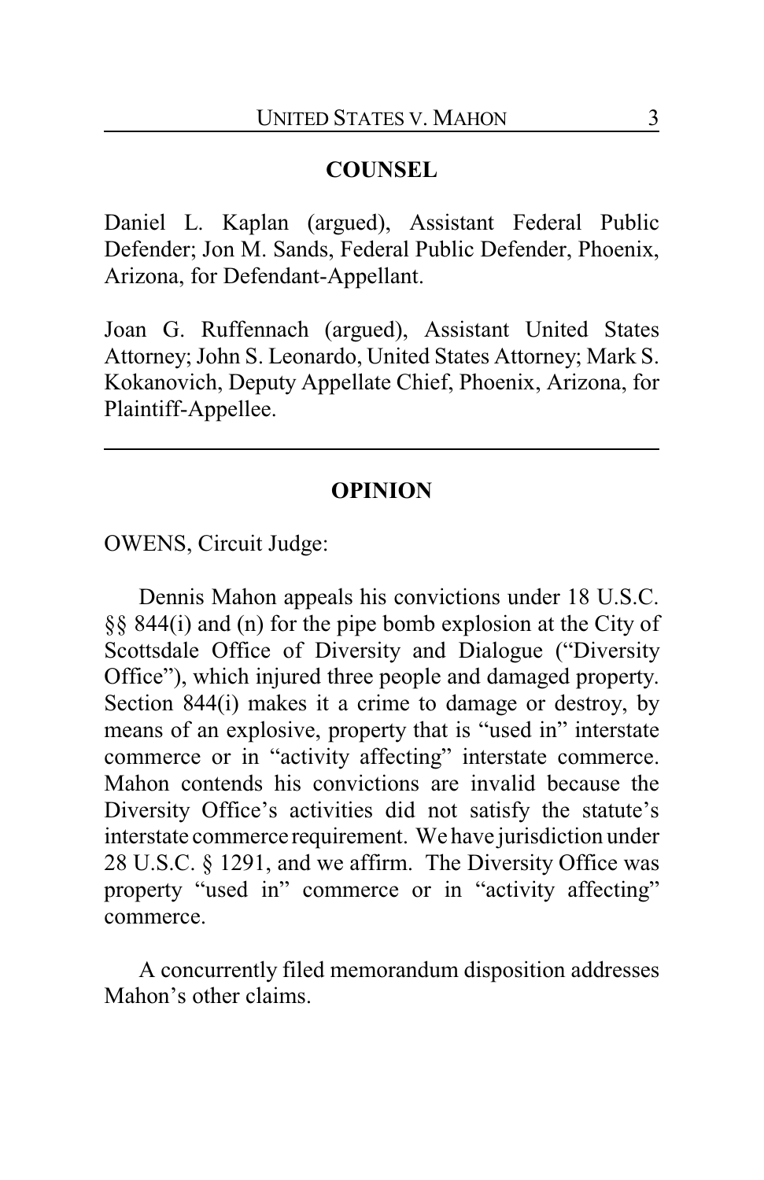## COUNSEL

Daniel L. Kaplan (argued), Assistant Federal Public Defender; Jon M. Sands, Federal Public Defender, Phoenix, Arizona, for Defendant-Appellant.

Joan G. Ruffennach (argued), Assistant United States Attorney; John S. Leonardo, United States Attorney; Mark S. Kokanovich, Deputy Appellate Chief, Phoenix, Arizona, for Plaintiff-Appellee.

---

## OPINION

OWENS, Circuit Judge:

Dennis Mahon appeals his convictions under 18 U.S.C. §§ 844(i) and (n) for the pipe bomb explosion at the City of Scottsdale Office of Diversity and Dialogue ("Diversity Office"), which injured three people and damaged property. Section 844(i) makes it a crime to damage or destroy, by means of an explosive, property that is "used in" interstate commerce or in "activity affecting" interstate commerce. Mahon contends his convictions are invalid because the Diversity Office's activities did not satisfy the statute's interstate commerce requirement. We have jurisdiction under 28 U.S.C. § 1291, and we affirm. The Diversity Office was property "used in" commerce or in "activity affecting" commerce.

A concurrently filed memorandum disposition addresses Mahon's other claims.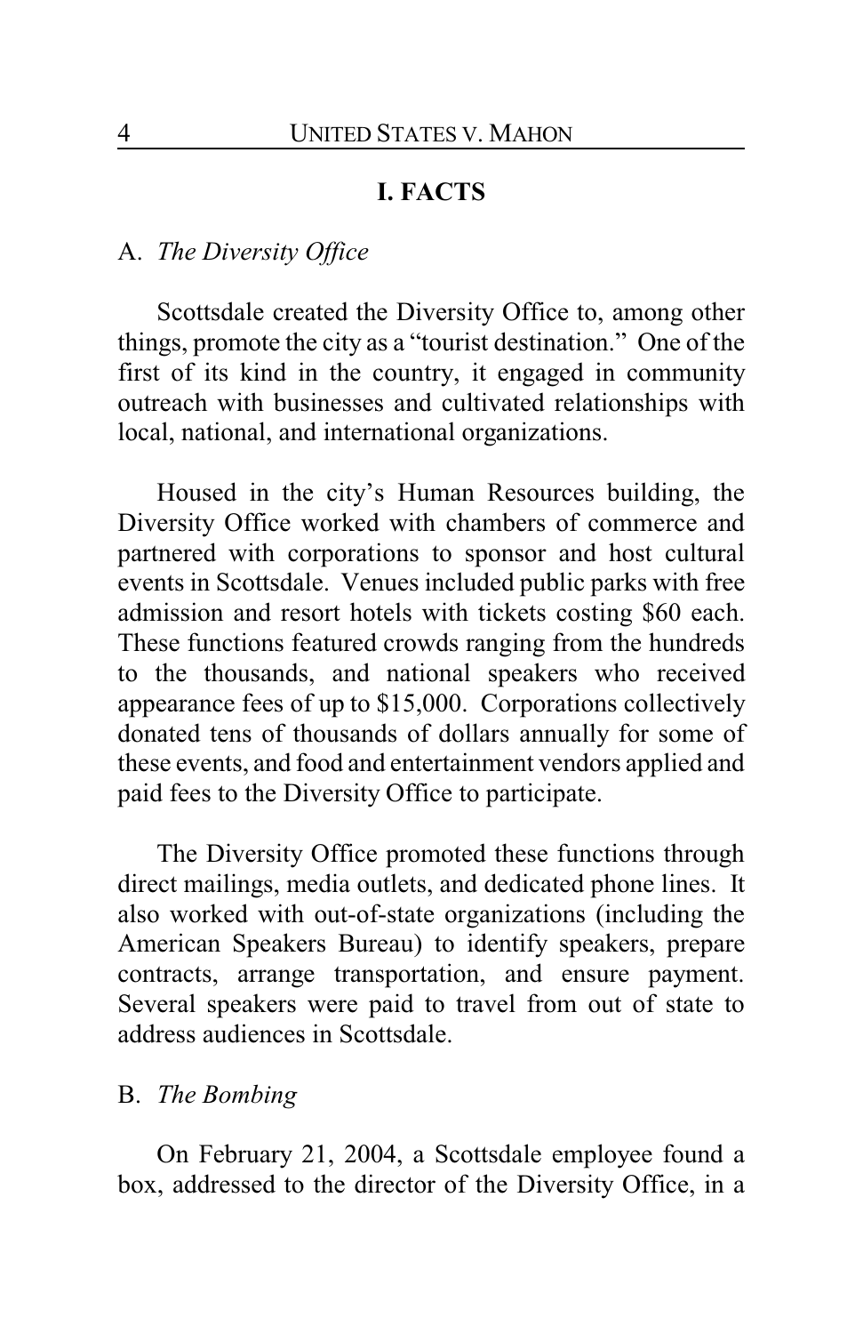## I. FACTS

### A. *The Diversity Office*

Scottsdale created the Diversity Office to, among other things, promote the city as a "tourist destination." One of the first of its kind in the country, it engaged in community outreach with businesses and cultivated relationships with local, national, and international organizations.

Housed in the city's Human Resources building, the Diversity Office worked with chambers of commerce and partnered with corporations to sponsor and host cultural events in Scottsdale. Venues included public parks with free admission and resort hotels with tickets costing $60 each. These functions featured crowds ranging from the hundreds to the thousands, and national speakers who received appearance fees of up to $15,000. Corporations collectively donated tens of thousands of dollars annually for some of these events, and food and entertainment vendors applied and paid fees to the Diversity Office to participate.

The Diversity Office promoted these functions through direct mailings, media outlets, and dedicated phone lines. It also worked with out-of-state organizations (including the American Speakers Bureau) to identify speakers, prepare contracts, arrange transportation, and ensure payment. Several speakers were paid to travel from out of state to address audiences in Scottsdale.

### B. *The Bombing*

On February 21, 2004, a Scottsdale employee found a box, addressed to the director of the Diversity Office, in a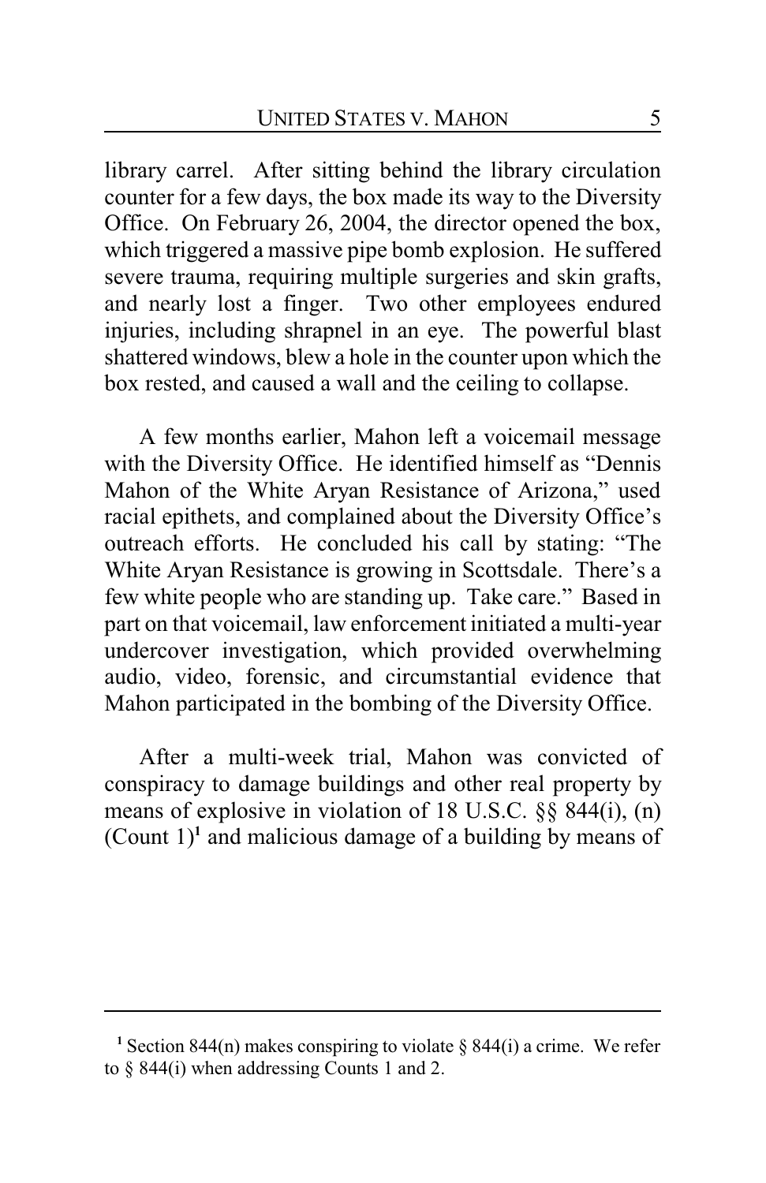library carrel. After sitting behind the library circulation counter for a few days, the box made its way to the Diversity Office. On February 26, 2004, the director opened the box, which triggered a massive pipe bomb explosion. He suffered severe trauma, requiring multiple surgeries and skin grafts, and nearly lost a finger. Two other employees endured injuries, including shrapnel in an eye. The powerful blast shattered windows, blew a hole in the counter upon which the box rested, and caused a wall and the ceiling to collapse.

A few months earlier, Mahon left a voicemail message with the Diversity Office. He identified himself as "Dennis Mahon of the White Aryan Resistance of Arizona," used racial epithets, and complained about the Diversity Office's outreach efforts. He concluded his call by stating: "The White Aryan Resistance is growing in Scottsdale. There's a few white people who are standing up. Take care." Based in part on that voicemail, law enforcement initiated a multi-year undercover investigation, which provided overwhelming audio, video, forensic, and circumstantial evidence that Mahon participated in the bombing of the Diversity Office.

After a multi-week trial, Mahon was convicted of conspiracy to damage buildings and other real property by means of explosive in violation of 18 U.S.C. §§ 844(i), (n) (Count 1)[1] and malicious damage of a building by means of

---

[1] Section 844(n) makes conspiring to violate § 844(i) a crime. We refer to § 844(i) when addressing Counts 1 and 2.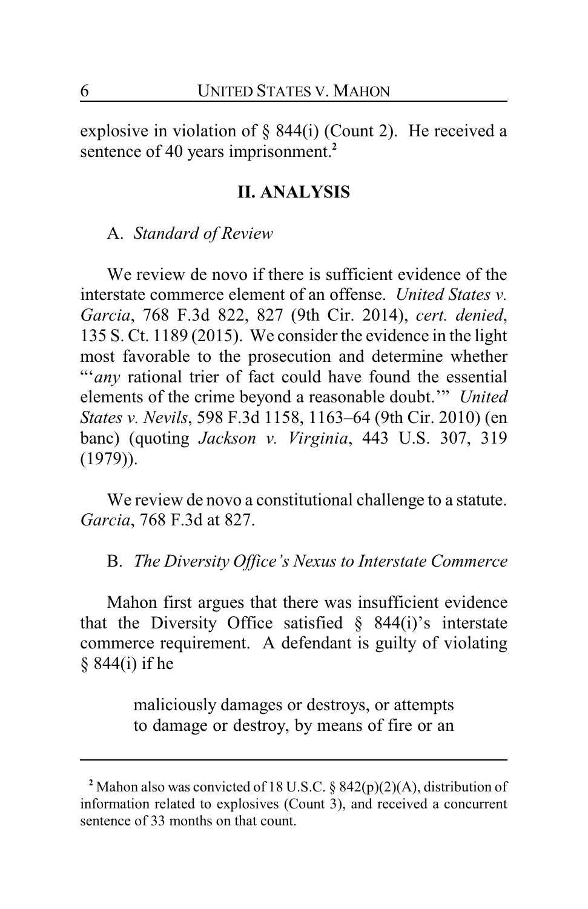explosive in violation of § 844(i) (Count 2). He received a sentence of 40 years imprisonment.[2]

## II. ANALYSIS

### A. *Standard of Review*

We review de novo if there is sufficient evidence of the interstate commerce element of an offense. *United States v. Garcia*, 768 F.3d 822, 827 (9th Cir. 2014), *cert. denied*, 135 S. Ct. 1189 (2015). We consider the evidence in the light most favorable to the prosecution and determine whether "'*any* rational trier of fact could have found the essential elements of the crime beyond a reasonable doubt.'" *United States v. Nevils*, 598 F.3d 1158, 1163–64 (9th Cir. 2010) (en banc) (quoting *Jackson v. Virginia*, 443 U.S. 307, 319 (1979)).

We review de novo a constitutional challenge to a statute. *Garcia*, 768 F.3d at 827.

### B. *The Diversity Office's Nexus to Interstate Commerce*

Mahon first argues that there was insufficient evidence that the Diversity Office satisfied § 844(i)'s interstate commerce requirement. A defendant is guilty of violating § 844(i) if he

> maliciously damages or destroys, or attempts to damage or destroy, by means of fire or an

[2] Mahon also was convicted of 18 U.S.C. § 842(p)(2)(A), distribution of information related to explosives (Count 3), and received a concurrent sentence of 33 months on that count.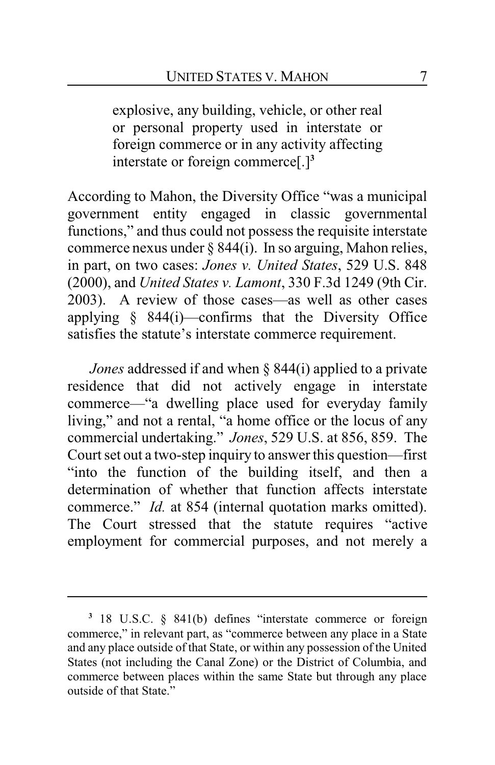> explosive, any building, vehicle, or other real or personal property used in interstate or foreign commerce or in any activity affecting interstate or foreign commerce[.][3]

According to Mahon, the Diversity Office "was a municipal government entity engaged in classic governmental functions," and thus could not possess the requisite interstate commerce nexus under § 844(i). In so arguing, Mahon relies, in part, on two cases: *Jones v. United States*, 529 U.S. 848 (2000), and *United States v. Lamont*, 330 F.3d 1249 (9th Cir. 2003). A review of those cases—as well as other cases applying § 844(i)—confirms that the Diversity Office satisfies the statute's interstate commerce requirement.

*Jones* addressed if and when § 844(i) applied to a private residence that did not actively engage in interstate commerce—"a dwelling place used for everyday family living," and not a rental, "a home office or the locus of any commercial undertaking." *Jones*, 529 U.S. at 856, 859. The Court set out a two-step inquiry to answer this question—first "into the function of the building itself, and then a determination of whether that function affects interstate commerce." *Id.* at 854 (internal quotation marks omitted). The Court stressed that the statute requires "active employment for commercial purposes, and not merely a

---

[3] 18 U.S.C. § 841(b) defines "interstate commerce or foreign commerce," in relevant part, as "commerce between any place in a State and any place outside of that State, or within any possession of the United States (not including the Canal Zone) or the District of Columbia, and commerce between places within the same State but through any place outside of that State."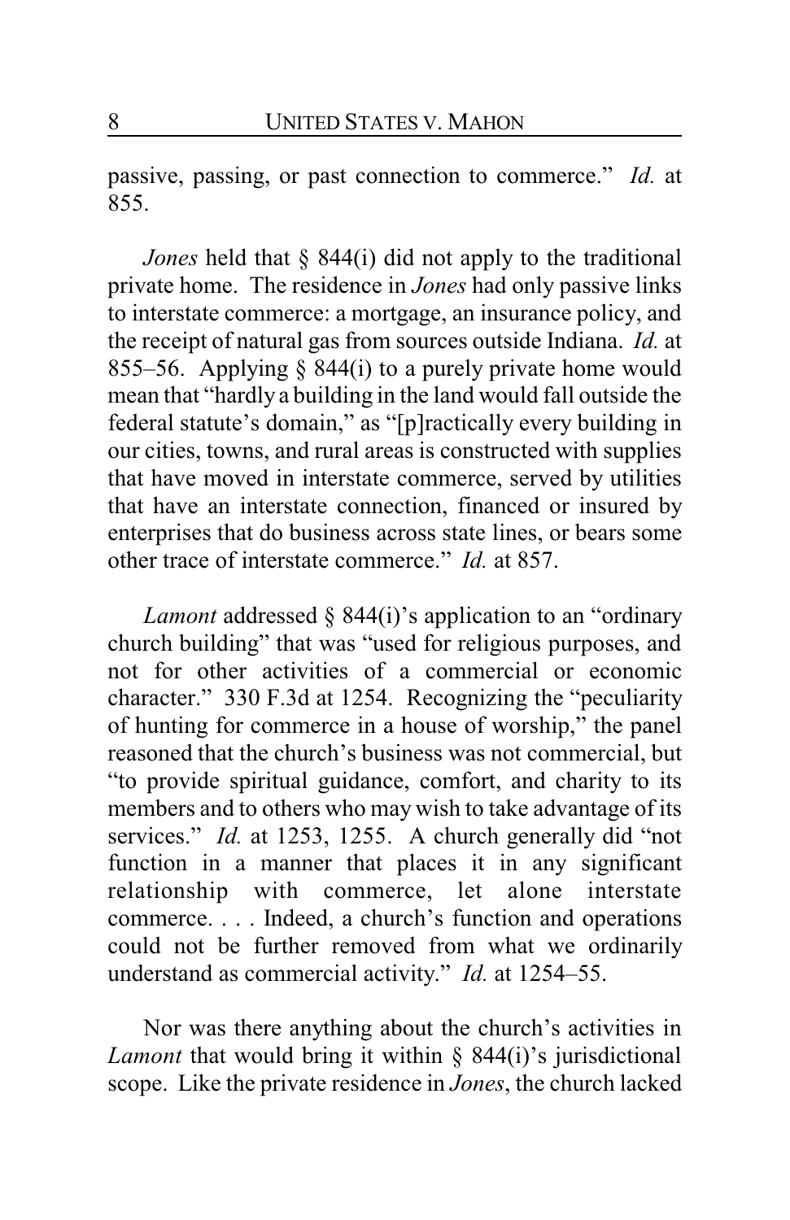passive, passing, or past connection to commerce." *Id.* at 855.

*Jones* held that § 844(i) did not apply to the traditional private home. The residence in *Jones* had only passive links to interstate commerce: a mortgage, an insurance policy, and the receipt of natural gas from sources outside Indiana. *Id.* at 855–56. Applying § 844(i) to a purely private home would mean that "hardly a building in the land would fall outside the federal statute's domain," as "[p]ractically every building in our cities, towns, and rural areas is constructed with supplies that have moved in interstate commerce, served by utilities that have an interstate connection, financed or insured by enterprises that do business across state lines, or bears some other trace of interstate commerce." *Id.* at 857.

*Lamont* addressed § 844(i)'s application to an "ordinary church building" that was "used for religious purposes, and not for other activities of a commercial or economic character." 330 F.3d at 1254. Recognizing the "peculiarity of hunting for commerce in a house of worship," the panel reasoned that the church's business was not commercial, but "to provide spiritual guidance, comfort, and charity to its members and to others who may wish to take advantage of its services." *Id.* at 1253, 1255. A church generally did "not function in a manner that places it in any significant relationship with commerce, let alone interstate commerce. . . . Indeed, a church's function and operations could not be further removed from what we ordinarily understand as commercial activity." *Id.* at 1254–55.

Nor was there anything about the church's activities in *Lamont* that would bring it within § 844(i)'s jurisdictional scope. Like the private residence in *Jones*, the church lacked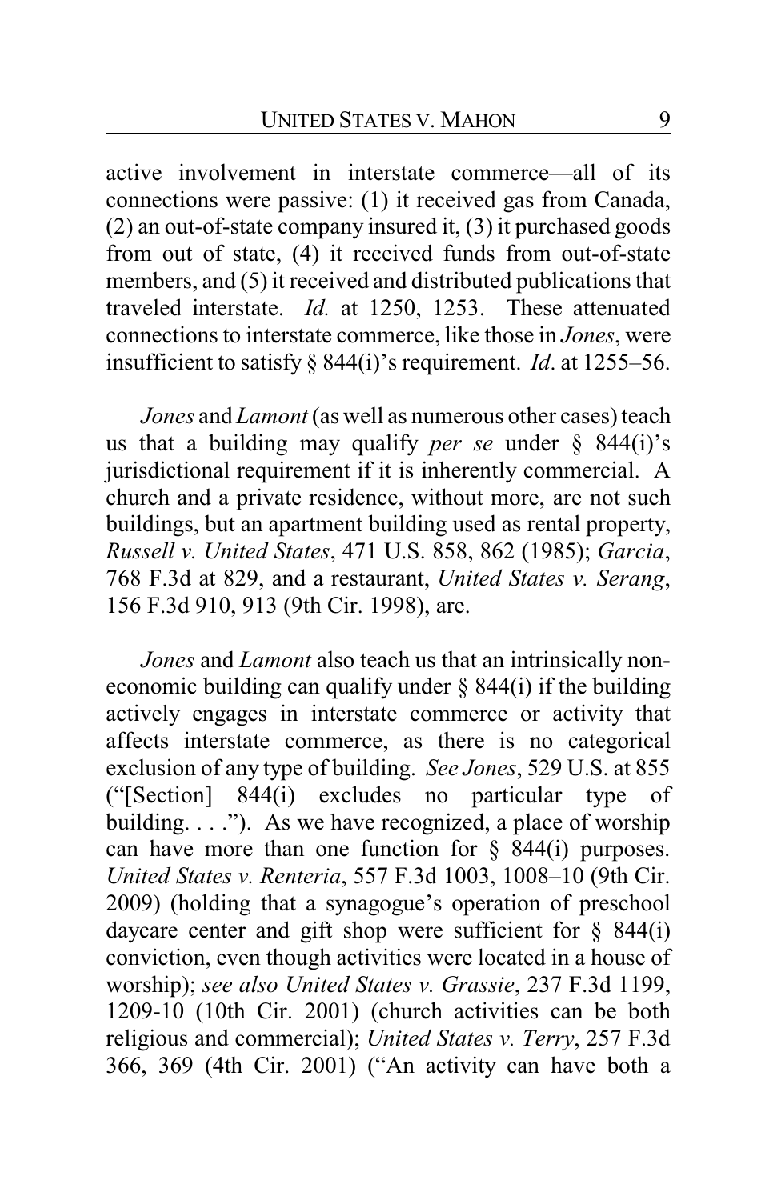active involvement in interstate commerce—all of its connections were passive: (1) it received gas from Canada, (2) an out-of-state company insured it, (3) it purchased goods from out of state, (4) it received funds from out-of-state members, and (5) it received and distributed publications that traveled interstate. *Id.* at 1250, 1253. These attenuated connections to interstate commerce, like those in *Jones*, were insufficient to satisfy § 844(i)'s requirement. *Id*. at 1255–56.

*Jones* and *Lamont* (as well as numerous other cases) teach us that a building may qualify *per se* under § 844(i)'s jurisdictional requirement if it is inherently commercial. A church and a private residence, without more, are not such buildings, but an apartment building used as rental property, *Russell v. United States*, 471 U.S. 858, 862 (1985); *Garcia*, 768 F.3d at 829, and a restaurant, *United States v. Serang*, 156 F.3d 910, 913 (9th Cir. 1998), are.

*Jones* and *Lamont* also teach us that an intrinsically non-economic building can qualify under § 844(i) if the building actively engages in interstate commerce or activity that affects interstate commerce, as there is no categorical exclusion of any type of building. *See Jones*, 529 U.S. at 855 ("[Section] 844(i) excludes no particular type of building. . . ."). As we have recognized, a place of worship can have more than one function for § 844(i) purposes. *United States v. Renteria*, 557 F.3d 1003, 1008–10 (9th Cir. 2009) (holding that a synagogue's operation of preschool daycare center and gift shop were sufficient for § 844(i) conviction, even though activities were located in a house of worship); *see also United States v. Grassie*, 237 F.3d 1199, 1209-10 (10th Cir. 2001) (church activities can be both religious and commercial); *United States v. Terry*, 257 F.3d 366, 369 (4th Cir. 2001) ("An activity can have both a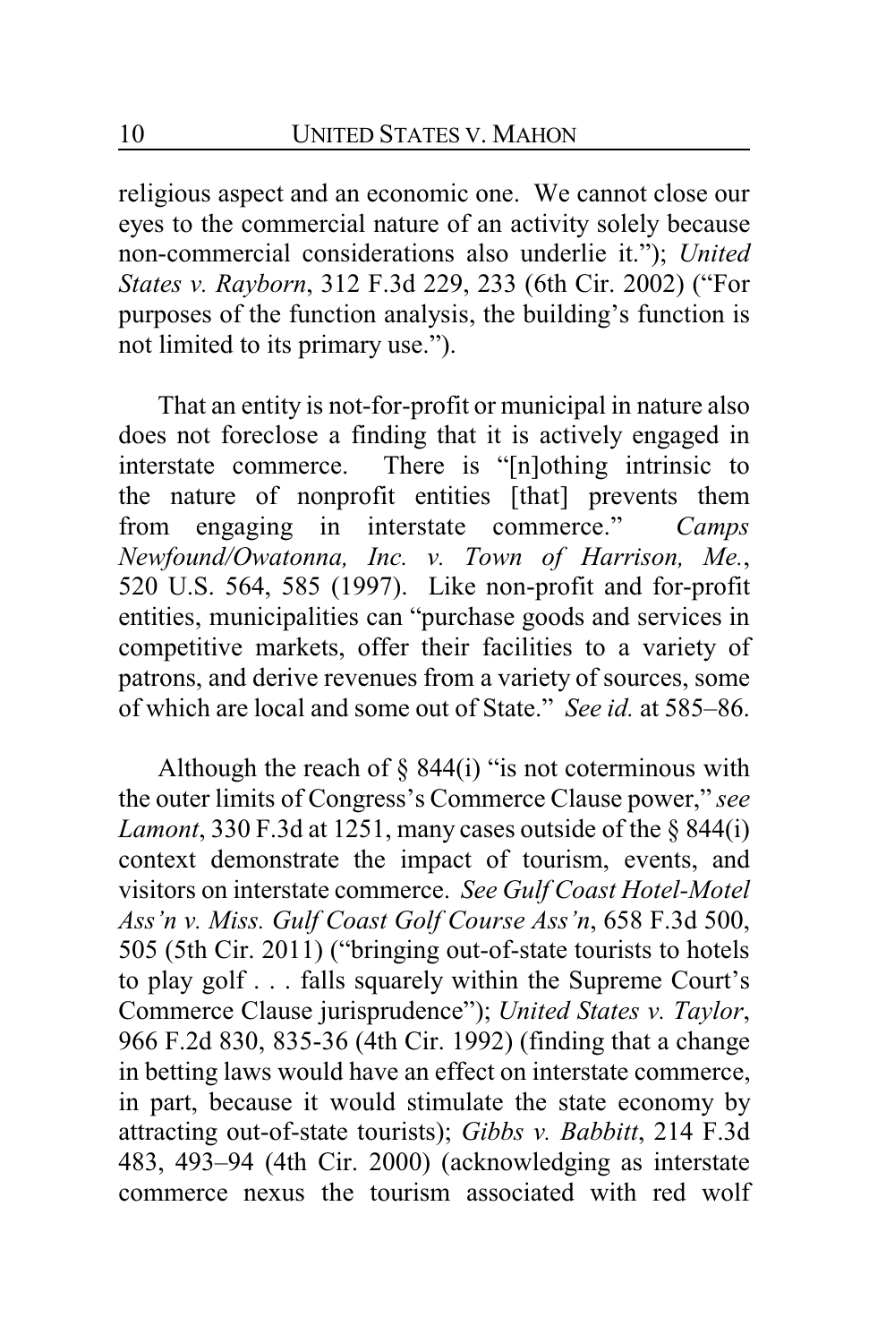religious aspect and an economic one. We cannot close our eyes to the commercial nature of an activity solely because non-commercial considerations also underlie it."); *United States v. Rayborn*, 312 F.3d 229, 233 (6th Cir. 2002) ("For purposes of the function analysis, the building's function is not limited to its primary use.").

That an entity is not-for-profit or municipal in nature also does not foreclose a finding that it is actively engaged in interstate commerce. There is "[n]othing intrinsic to the nature of nonprofit entities [that] prevents them from engaging in interstate commerce." *Camps Newfound/Owatonna, Inc. v. Town of Harrison, Me.*, 520 U.S. 564, 585 (1997). Like non-profit and for-profit entities, municipalities can "purchase goods and services in competitive markets, offer their facilities to a variety of patrons, and derive revenues from a variety of sources, some of which are local and some out of State." *See id.* at 585–86.

Although the reach of § 844(i) "is not coterminous with the outer limits of Congress's Commerce Clause power," *see Lamont*, 330 F.3d at 1251, many cases outside of the § 844(i) context demonstrate the impact of tourism, events, and visitors on interstate commerce. *See Gulf Coast Hotel-Motel Ass'n v. Miss. Gulf Coast Golf Course Ass'n*, 658 F.3d 500, 505 (5th Cir. 2011) ("bringing out-of-state tourists to hotels to play golf . . . falls squarely within the Supreme Court's Commerce Clause jurisprudence"); *United States v. Taylor*, 966 F.2d 830, 835-36 (4th Cir. 1992) (finding that a change in betting laws would have an effect on interstate commerce, in part, because it would stimulate the state economy by attracting out-of-state tourists); *Gibbs v. Babbitt*, 214 F.3d 483, 493–94 (4th Cir. 2000) (acknowledging as interstate commerce nexus the tourism associated with red wolf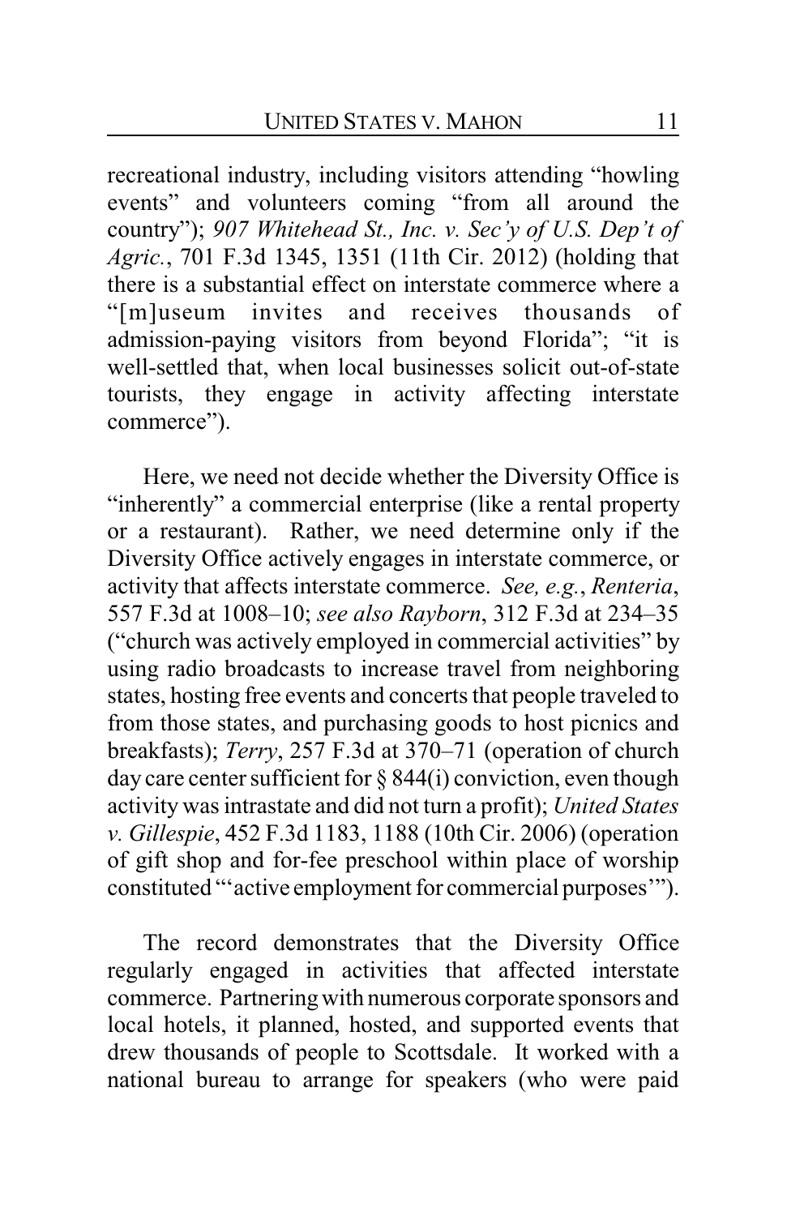recreational industry, including visitors attending "howling events" and volunteers coming "from all around the country"); *907 Whitehead St., Inc. v. Sec'y of U.S. Dep't of Agric.*, 701 F.3d 1345, 1351 (11th Cir. 2012) (holding that there is a substantial effect on interstate commerce where a "[m]useum invites and receives thousands of admission-paying visitors from beyond Florida"; "it is well-settled that, when local businesses solicit out-of-state tourists, they engage in activity affecting interstate commerce").

Here, we need not decide whether the Diversity Office is "inherently" a commercial enterprise (like a rental property or a restaurant). Rather, we need determine only if the Diversity Office actively engages in interstate commerce, or activity that affects interstate commerce. *See, e.g.*, *Renteria*, 557 F.3d at 1008–10; *see also Rayborn*, 312 F.3d at 234–35 ("church was actively employed in commercial activities" by using radio broadcasts to increase travel from neighboring states, hosting free events and concerts that people traveled to from those states, and purchasing goods to host picnics and breakfasts); *Terry*, 257 F.3d at 370–71 (operation of church day care center sufficient for § 844(i) conviction, even though activity was intrastate and did not turn a profit); *United States v. Gillespie*, 452 F.3d 1183, 1188 (10th Cir. 2006) (operation of gift shop and for-fee preschool within place of worship constituted "'active employment for commercial purposes'").

The record demonstrates that the Diversity Office regularly engaged in activities that affected interstate commerce. Partnering with numerous corporate sponsors and local hotels, it planned, hosted, and supported events that drew thousands of people to Scottsdale. It worked with a national bureau to arrange for speakers (who were paid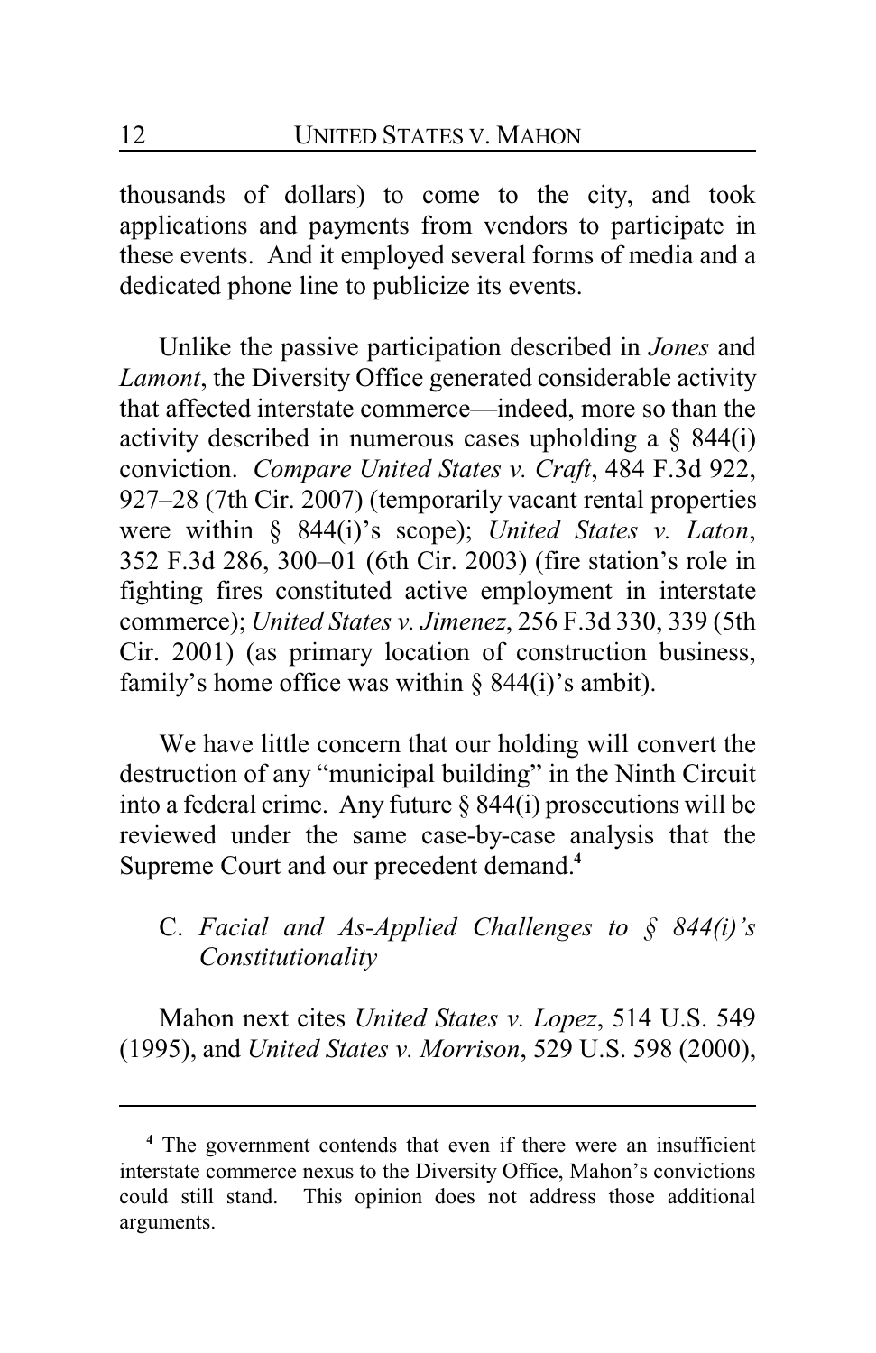thousands of dollars) to come to the city, and took applications and payments from vendors to participate in these events. And it employed several forms of media and a dedicated phone line to publicize its events.

Unlike the passive participation described in *Jones* and *Lamont*, the Diversity Office generated considerable activity that affected interstate commerce—indeed, more so than the activity described in numerous cases upholding a § 844(i) conviction. *Compare United States v. Craft*, 484 F.3d 922, 927–28 (7th Cir. 2007) (temporarily vacant rental properties were within § 844(i)'s scope); *United States v. Laton*, 352 F.3d 286, 300–01 (6th Cir. 2003) (fire station's role in fighting fires constituted active employment in interstate commerce); *United States v. Jimenez*, 256 F.3d 330, 339 (5th Cir. 2001) (as primary location of construction business, family's home office was within § 844(i)'s ambit).

We have little concern that our holding will convert the destruction of any "municipal building" in the Ninth Circuit into a federal crime. Any future § 844(i) prosecutions will be reviewed under the same case-by-case analysis that the Supreme Court and our precedent demand.[4]

### C. *Facial and As-Applied Challenges to § 844(i)'s Constitutionality*

Mahon next cites *United States v. Lopez*, 514 U.S. 549 (1995), and *United States v. Morrison*, 529 U.S. 598 (2000),

---

[4] The government contends that even if there were an insufficient interstate commerce nexus to the Diversity Office, Mahon's convictions could still stand. This opinion does not address those additional arguments.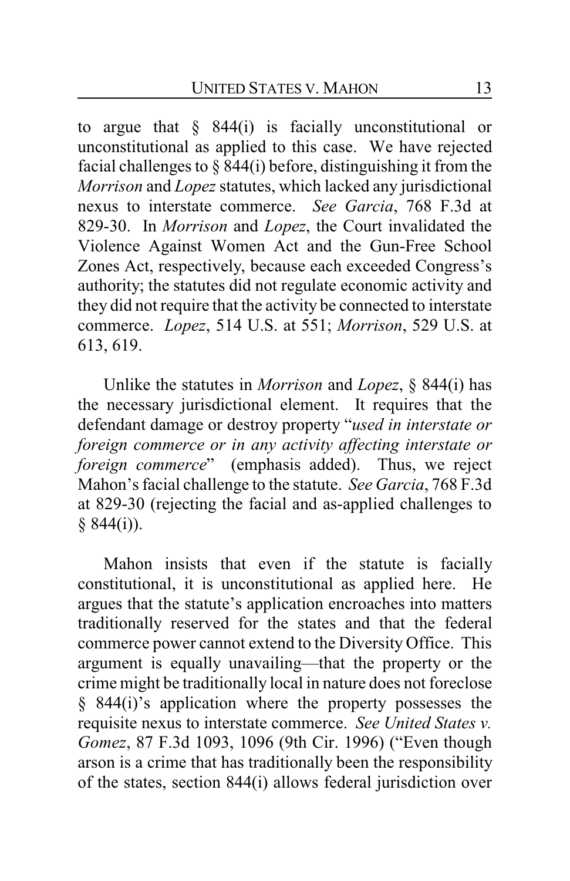to argue that § 844(i) is facially unconstitutional or unconstitutional as applied to this case. We have rejected facial challenges to § 844(i) before, distinguishing it from the *Morrison* and *Lopez* statutes, which lacked any jurisdictional nexus to interstate commerce. *See Garcia*, 768 F.3d at 829-30. In *Morrison* and *Lopez*, the Court invalidated the Violence Against Women Act and the Gun-Free School Zones Act, respectively, because each exceeded Congress's authority; the statutes did not regulate economic activity and they did not require that the activity be connected to interstate commerce. *Lopez*, 514 U.S. at 551; *Morrison*, 529 U.S. at 613, 619.

Unlike the statutes in *Morrison* and *Lopez*, § 844(i) has the necessary jurisdictional element. It requires that the defendant damage or destroy property "*used in interstate or foreign commerce or in any activity affecting interstate or foreign commerce*" (emphasis added). Thus, we reject Mahon's facial challenge to the statute. *See Garcia*, 768 F.3d at 829-30 (rejecting the facial and as-applied challenges to § 844(i)).

Mahon insists that even if the statute is facially constitutional, it is unconstitutional as applied here. He argues that the statute's application encroaches into matters traditionally reserved for the states and that the federal commerce power cannot extend to the Diversity Office. This argument is equally unavailing—that the property or the crime might be traditionally local in nature does not foreclose § 844(i)'s application where the property possesses the requisite nexus to interstate commerce. *See United States v. Gomez*, 87 F.3d 1093, 1096 (9th Cir. 1996) ("Even though arson is a crime that has traditionally been the responsibility of the states, section 844(i) allows federal jurisdiction over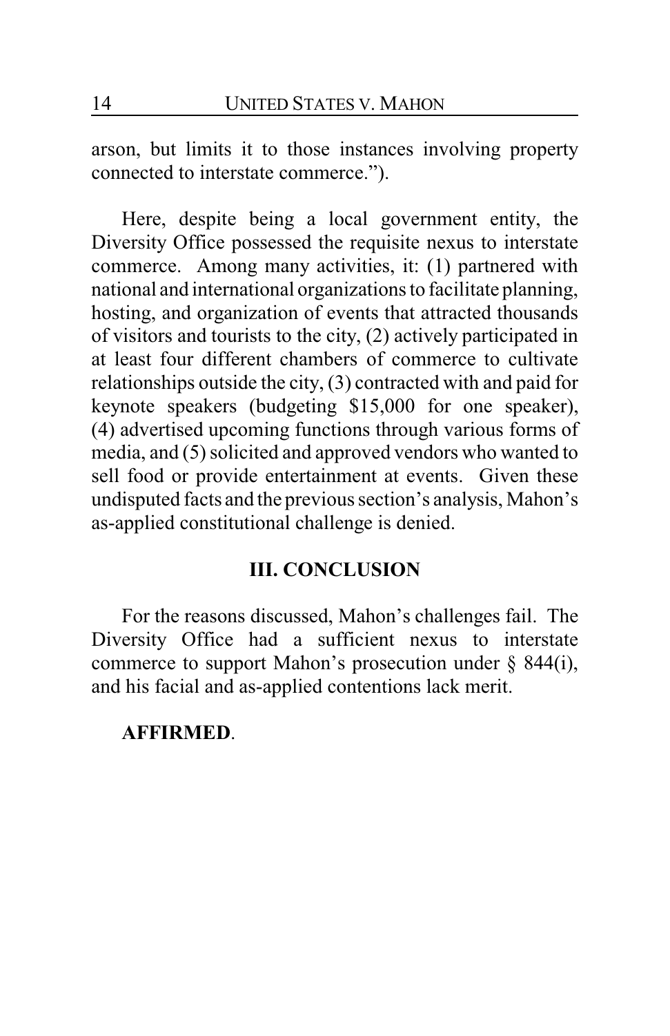arson, but limits it to those instances involving property connected to interstate commerce.").

Here, despite being a local government entity, the Diversity Office possessed the requisite nexus to interstate commerce. Among many activities, it: (1) partnered with national and international organizations to facilitate planning, hosting, and organization of events that attracted thousands of visitors and tourists to the city, (2) actively participated in at least four different chambers of commerce to cultivate relationships outside the city, (3) contracted with and paid for keynote speakers (budgeting $15,000 for one speaker), (4) advertised upcoming functions through various forms of media, and (5) solicited and approved vendors who wanted to sell food or provide entertainment at events. Given these undisputed facts and the previous section's analysis, Mahon's as-applied constitutional challenge is denied.

## III. CONCLUSION

For the reasons discussed, Mahon's challenges fail. The Diversity Office had a sufficient nexus to interstate commerce to support Mahon's prosecution under § 844(i), and his facial and as-applied contentions lack merit.

**AFFIRMED**.